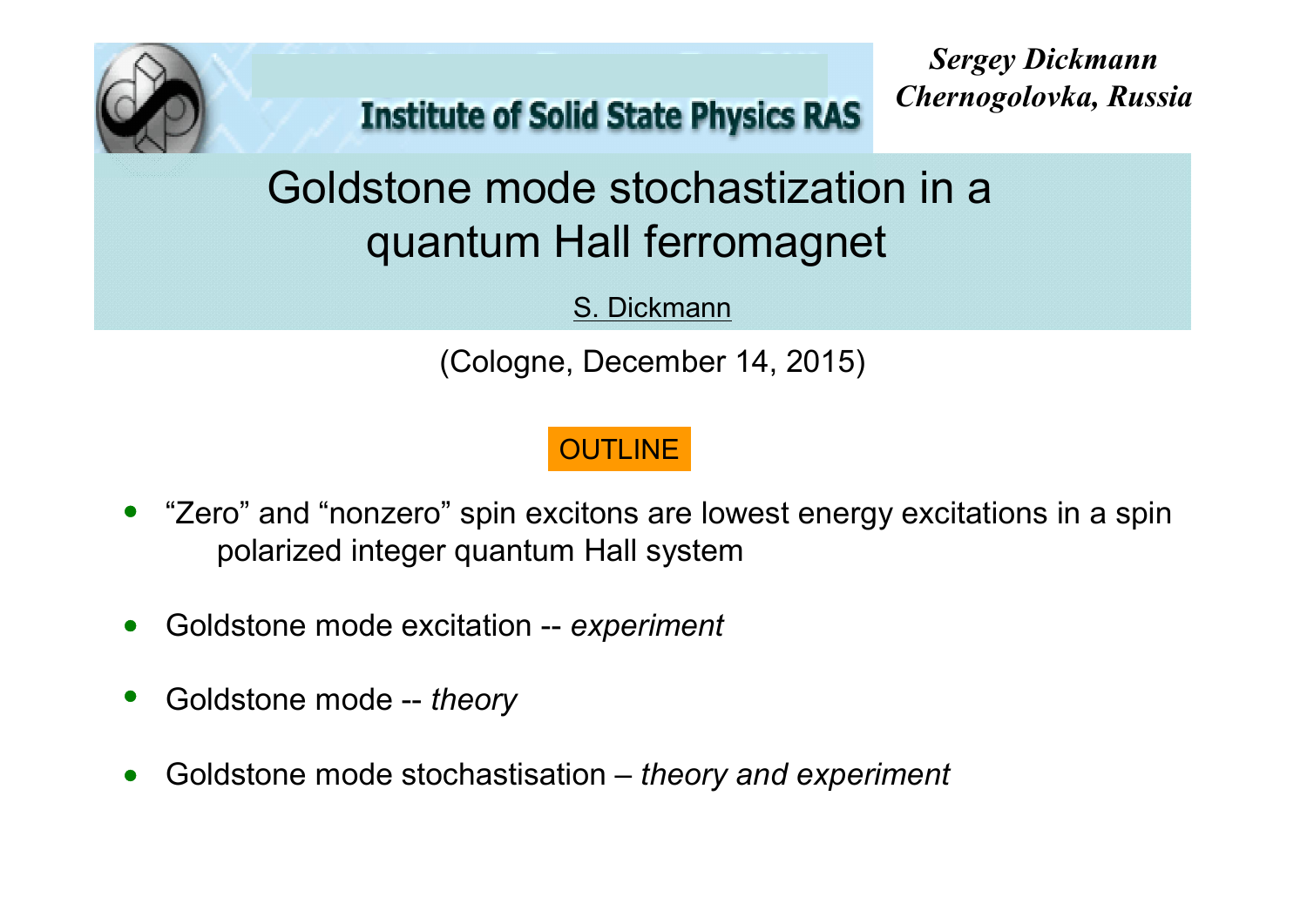Institute of Solid State Physics RAS

*Sergey Dickmann*
*Chernogolovka, Russia*

# Goldstone mode stochastization in a quantum Hall ferromagnet

S. Dickmann

(Cologne, December 14, 2015)

## OUTLINE

- “Zero” and “nonzero” spin excitons are lowest energy excitations in a spin polarized integer quantum Hall system
- Goldstone mode excitation -- *experiment*
- Goldstone mode -- *theory*
- Goldstone mode stochastisation – *theory and experiment*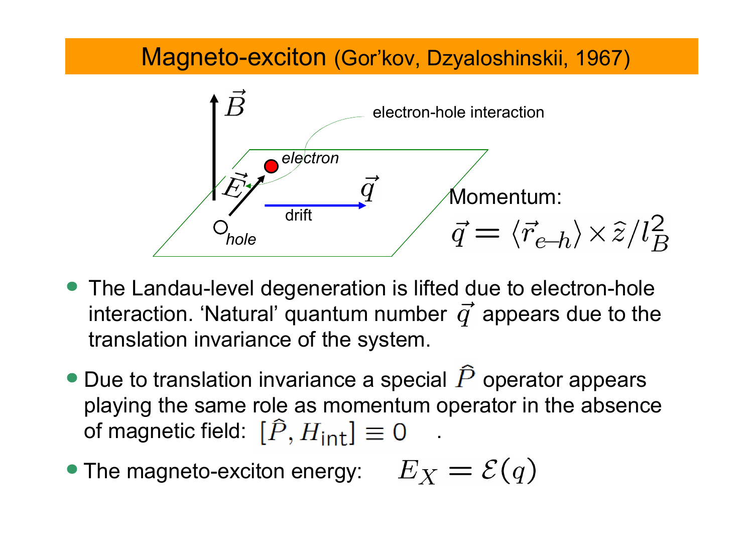# Magneto-exciton (Gor’kov, Dzyaloshinskii, 1967)

$\vec{B}$

electron-hole interaction

electron

$\vec{E}$

$\vec{q}$

drift

hole

Momentum:

$$\vec{q} = \langle \vec{r}_{e\text{–}h} \rangle \times \hat{z} / l_B^2$$

- The Landau-level degeneration is lifted due to electron-hole interaction. ‘Natural’ quantum number $\vec{q}$ appears due to the translation invariance of the system.
- Due to translation invariance a special $\hat{P}$ operator appears playing the same role as momentum operator in the absence of magnetic field: $[\hat{P}, H_{\text{int}}] \equiv 0$ .
- The magneto-exciton energy: $E_X = \mathcal{E}(q)$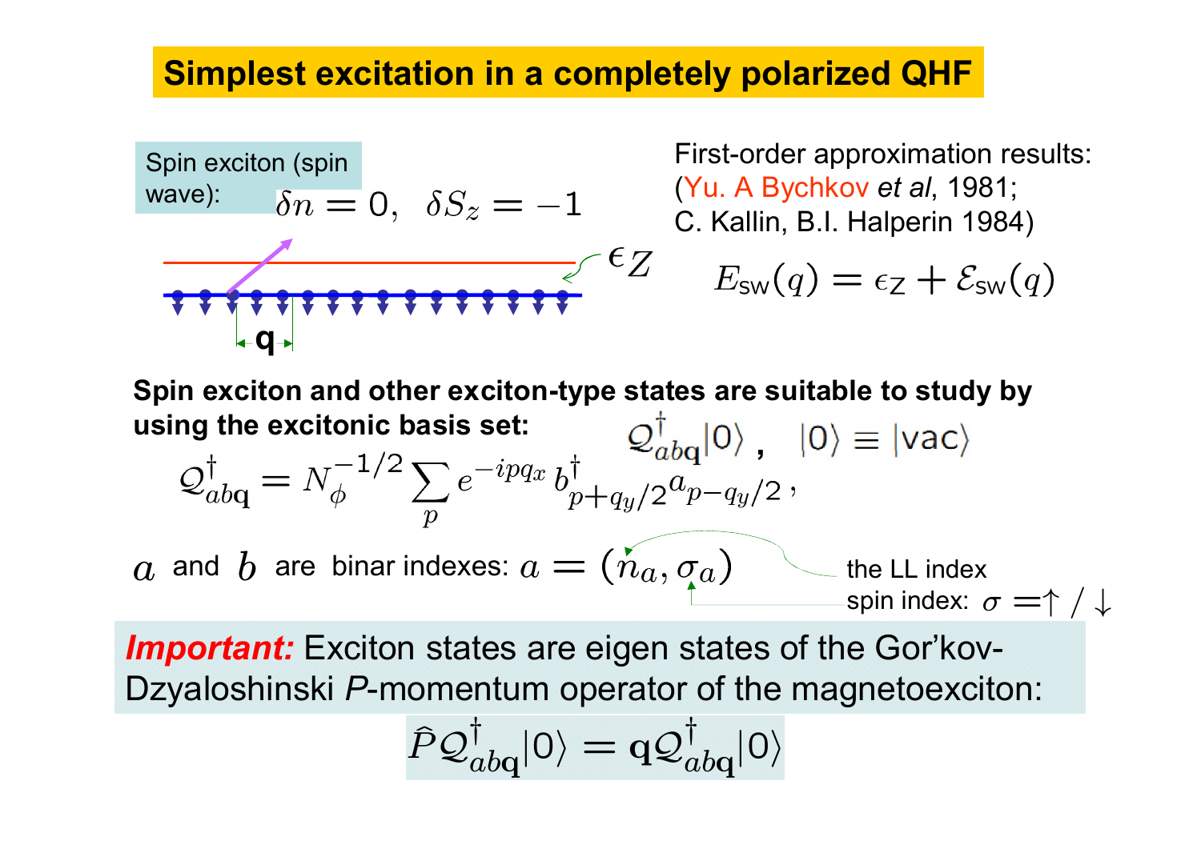# Simplest excitation in a completely polarized QHF

Spin exciton (spin wave): $\delta n = 0, \;\; \delta S_z = -1$

$\epsilon_Z$

**q**

First-order approximation results: (Yu. A Bychkov *et al*, 1981; C. Kallin, B.I. Halperin 1984)

$$E_{\text{sw}}(q) = \epsilon_{\text{Z}} + \mathcal{E}_{\text{sw}}(q)$$

**Spin exciton and other exciton-type states are suitable to study by using the excitonic basis set:** $\mathcal{Q}^{\dagger}_{ab\mathbf{q}}|0\rangle\,, \quad |0\rangle \equiv |\text{vac}\rangle$

$$\mathcal{Q}^{\dagger}_{ab\mathbf{q}} = N_{\phi}^{-1/2} \sum_{p} e^{-ipq_x}\, b^{\dagger}_{p+q_y/2} a_{p-q_y/2}\,,$$

$a$ and $b$ are binar indexes: $a = (n_a, \sigma_a)$

- $n_a$ — the LL index
- $\sigma_a$ — spin index: $\sigma = \uparrow / \downarrow$

***Important:*** Exciton states are eigen states of the Gor'kov-Dzyaloshinski *P*-momentum operator of the magnetoexciton:

$$\hat{P}\mathcal{Q}^{\dagger}_{ab\mathbf{q}}|0\rangle = \mathbf{q}\mathcal{Q}^{\dagger}_{ab\mathbf{q}}|0\rangle$$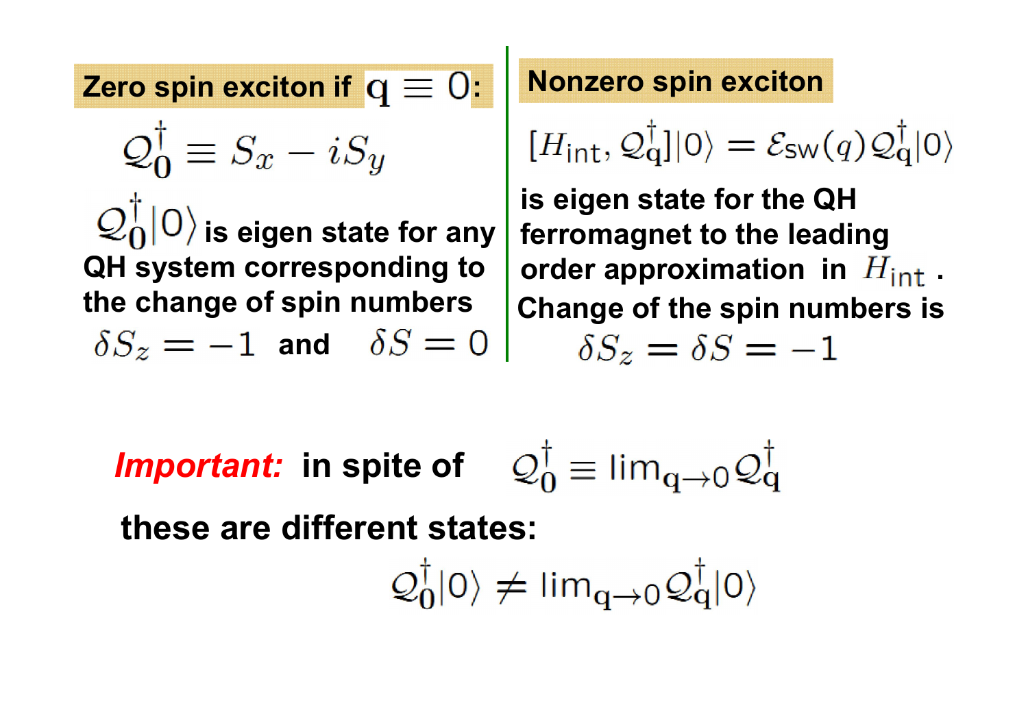**Zero spin exciton if $\mathbf{q} \equiv 0$:**

$$\mathcal{Q}_{\mathbf{0}}^{\dagger} \equiv S_x - iS_y$$

$\mathcal{Q}_{\mathbf{0}}^{\dagger}|0\rangle$ **is eigen state for any QH system corresponding to the change of spin numbers** $\delta S_z = -1$ **and** $\delta S = 0$

**Nonzero spin exciton**

$$[H_{\text{int}}, \mathcal{Q}_{\mathbf{q}}^{\dagger}]|0\rangle = \mathcal{E}_{\text{sw}}(q)\mathcal{Q}_{\mathbf{q}}^{\dagger}|0\rangle$$

**is eigen state for the QH ferromagnet to the leading order approximation in** $H_{\text{int}}$ **.**
**Change of the spin numbers is**

$$\delta S_z = \delta S = -1$$

***Important:*** **in spite of** $\mathcal{Q}_{\mathbf{0}}^{\dagger} \equiv \lim_{\mathbf{q}\to 0}\mathcal{Q}_{\mathbf{q}}^{\dagger}$

**these are different states:**

$$\mathcal{Q}_{\mathbf{0}}^{\dagger}|0\rangle \neq \lim_{\mathbf{q}\to 0}\mathcal{Q}_{\mathbf{q}}^{\dagger}|0\rangle$$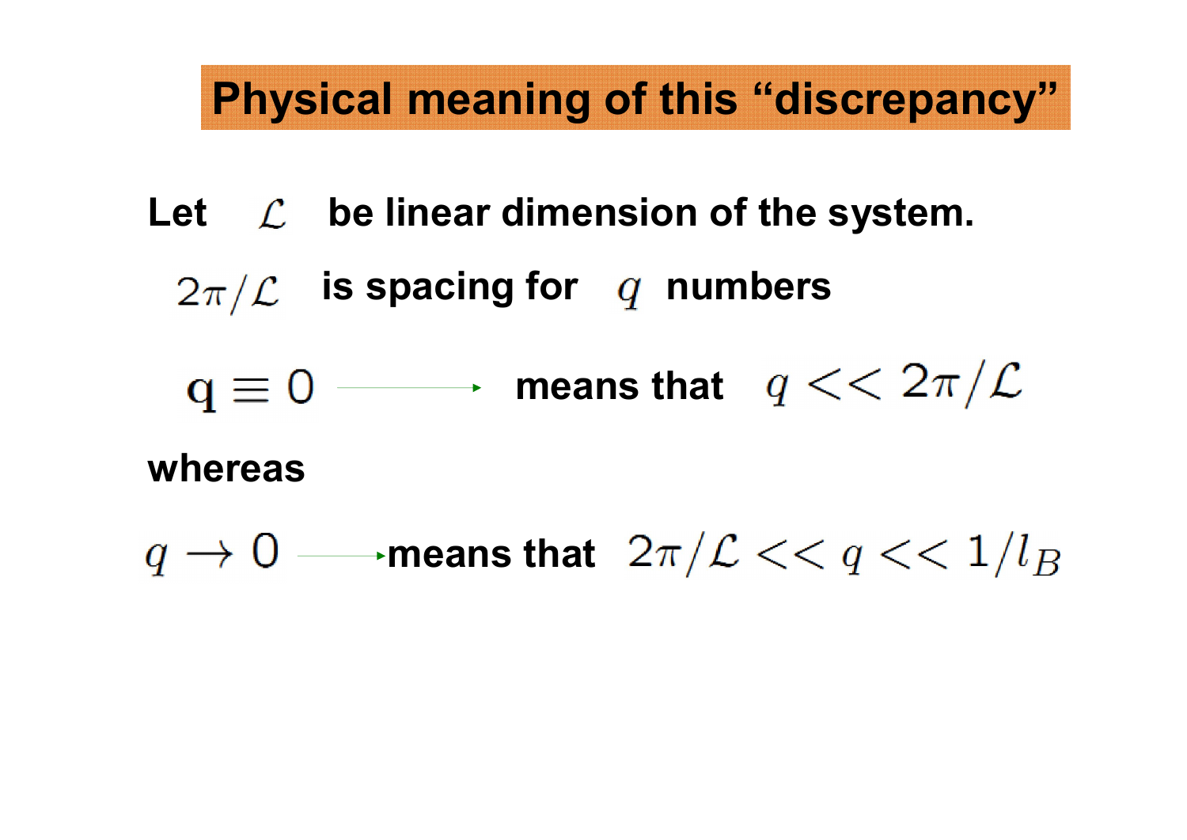# Physical meaning of this "discrepancy"

**Let** $\mathcal{L}$ **be linear dimension of the system.**

$2\pi/\mathcal{L}$ **is spacing for** $q$ **numbers**

$\mathbf{q} \equiv 0$ → **means that** $q << 2\pi/\mathcal{L}$

**whereas**

$q \to 0$ → **means that** $2\pi/\mathcal{L} << q << 1/l_B$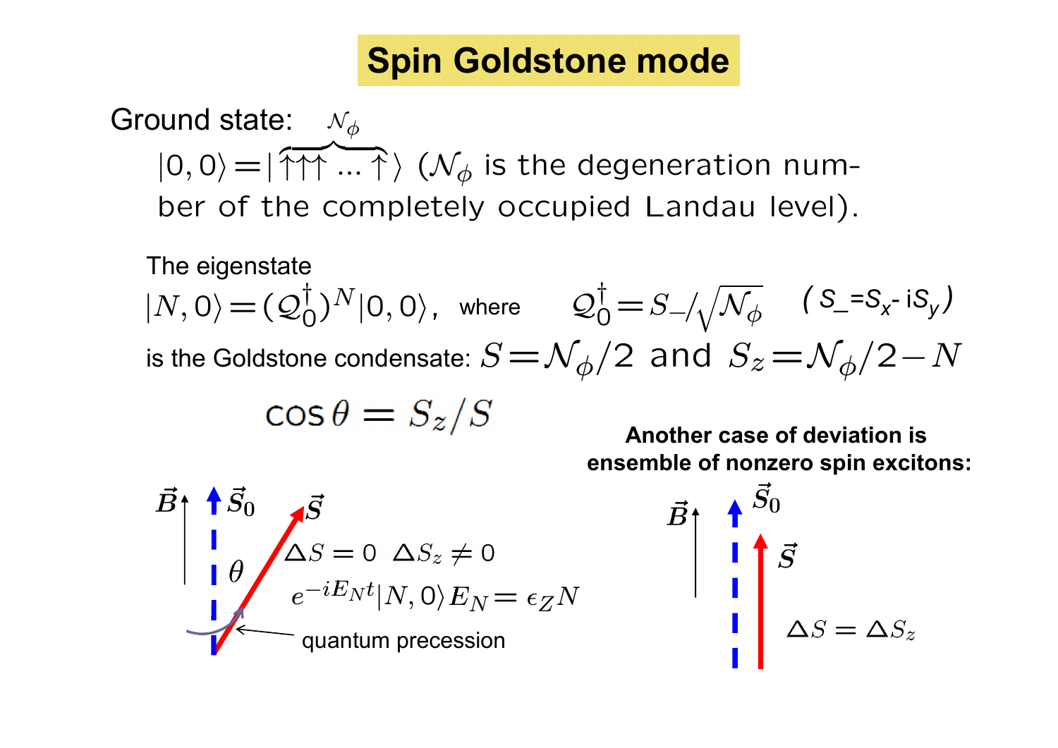# Spin Goldstone mode

Ground state: $|0,0\rangle = |\overbrace{\uparrow\uparrow\uparrow \ldots \uparrow}^{\mathcal{N}_\phi}\rangle$ ($\mathcal{N}_\phi$ is the degeneration number of the completely occupied Landau level).

The eigenstate

$|N,0\rangle = (\mathcal{Q}_0^\dagger)^N |0,0\rangle$, where $\mathcal{Q}_0^\dagger = S_- / \sqrt{\mathcal{N}_\phi}$ ( $S_- = S_x - iS_y$ )

is the Goldstone condensate: $S = \mathcal{N}_\phi/2$ and $S_z = \mathcal{N}_\phi/2 - N$

$$\cos\theta = S_z/S$$

$\vec{B}$ $\vec{S}_0$ $\vec{S}$ $\theta$

$\Delta S = 0 \quad \Delta S_z \neq 0$

$e^{-iE_N t}|N,0\rangle \, E_N = \epsilon_Z N$

quantum precession

**Another case of deviation is ensemble of nonzero spin excitons:**

$\vec{B}$ $\vec{S}_0$ $\vec{S}$

$\Delta S = \Delta S_z$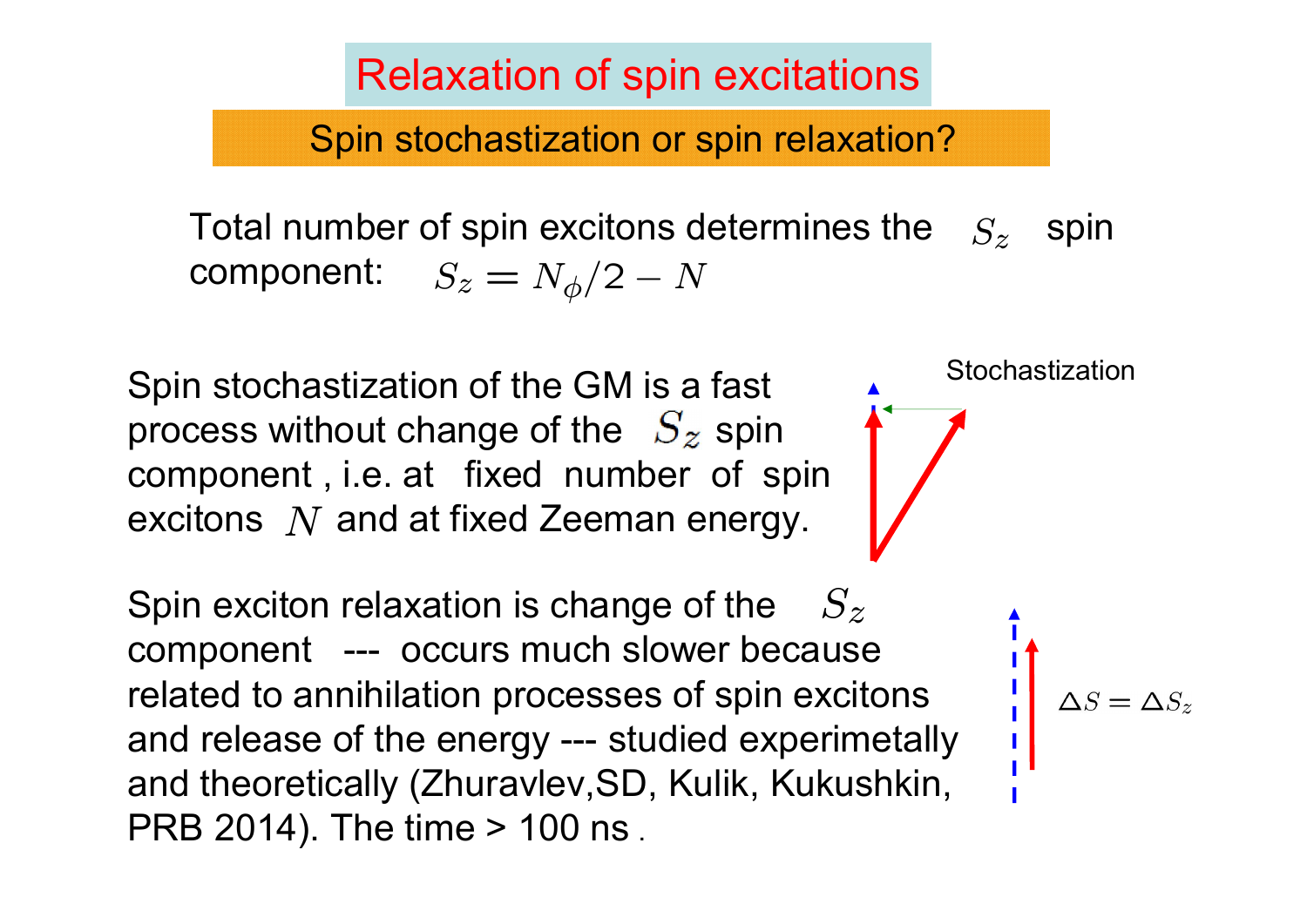# Relaxation of spin excitations

## Spin stochastization or spin relaxation?

Total number of spin excitons determines the $S_z$ spin component: $S_z = N_\phi/2 - N$

Spin stochastization of the GM is a fast process without change of the $S_z$ spin component , i.e. at fixed number of spin excitons $N$ and at fixed Zeeman energy.

Stochastization

Spin exciton relaxation is change of the $S_z$ component --- occurs much slower because related to annihilation processes of spin excitons and release of the energy --- studied experimetally and theoretically (Zhuravlev,SD, Kulik, Kukushkin, PRB 2014). The time > 100 ns .

$\Delta S = \Delta S_z$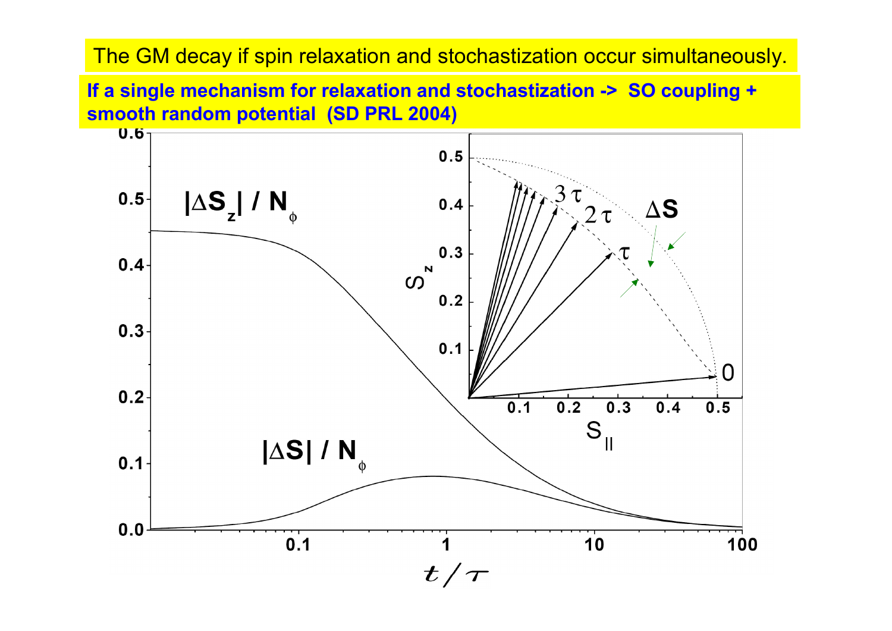The GM decay if spin relaxation and stochastization occur simultaneously.

**If a single mechanism for relaxation and stochastization -> SO coupling + smooth random potential (SD PRL 2004)**

$|\Delta S_z| / N_\phi$

$|\Delta S| / N_\phi$

$t/\tau$

$S_z$

$S_{||}$

$\Delta S$

$3\tau$, $2\tau$, $\tau$, 0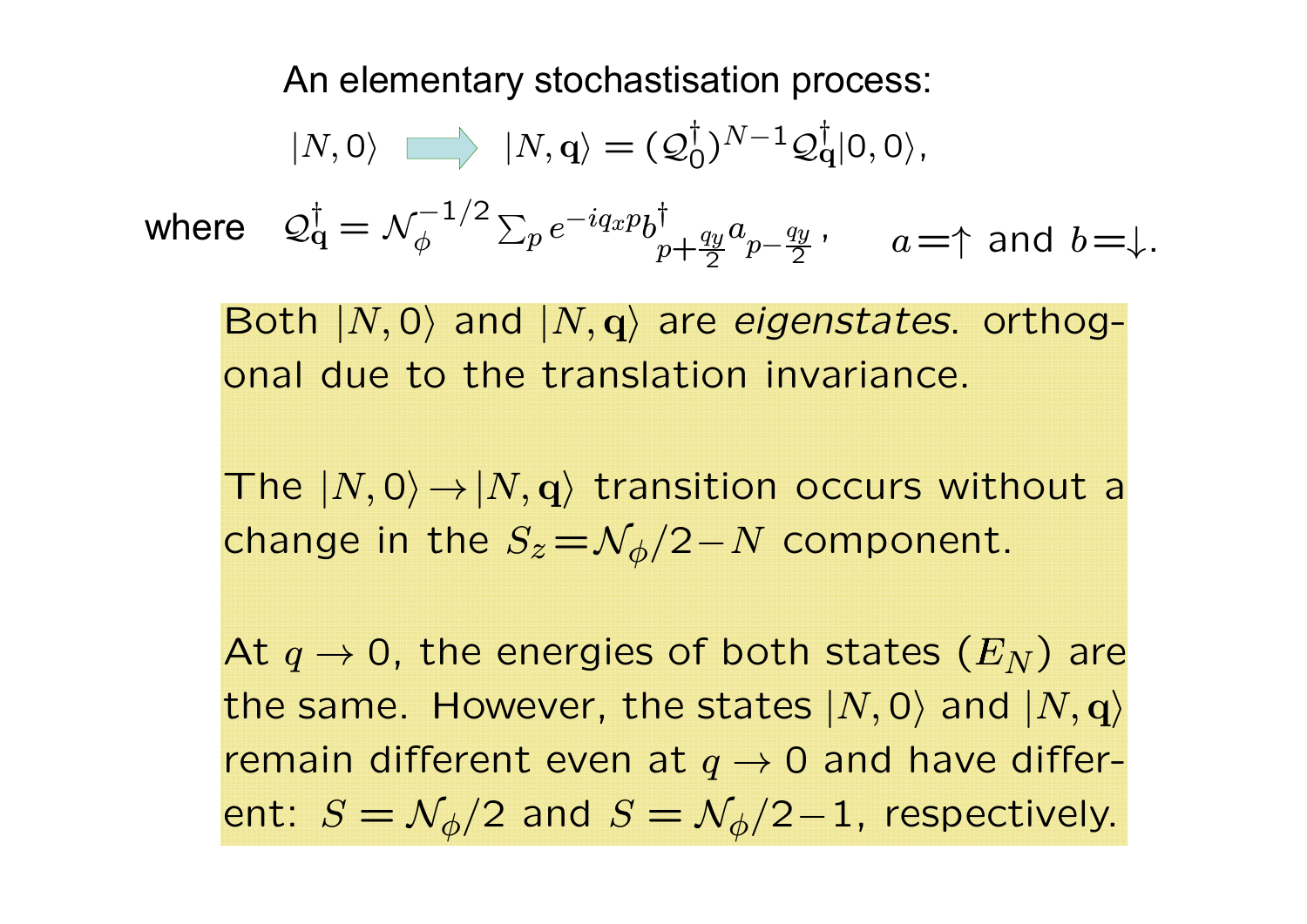An elementary stochastisation process:

$$|N,0\rangle \Longrightarrow |N,\mathbf{q}\rangle = (\mathcal{Q}_0^\dagger)^{N-1}\mathcal{Q}_\mathbf{q}^\dagger|0,0\rangle,$$

where $\mathcal{Q}_\mathbf{q}^\dagger = \mathcal{N}_\phi^{-1/2}\sum_p e^{-iq_xp} b^\dagger_{p+\frac{q_y}{2}} a_{p-\frac{q_y}{2}}$, $\quad a{=}\uparrow$ and $b{=}\downarrow$.

Both $|N,0\rangle$ and $|N,\mathbf{q}\rangle$ are *eigenstates*. orthogonal due to the translation invariance.

The $|N,0\rangle \to |N,\mathbf{q}\rangle$ transition occurs without a change in the $S_z{=}\mathcal{N}_\phi/2{-}N$ component.

At $q \to 0$, the energies of both states ($E_N$) are the same. However, the states $|N,0\rangle$ and $|N,\mathbf{q}\rangle$ remain different even at $q \to 0$ and have different: $S = \mathcal{N}_\phi/2$ and $S = \mathcal{N}_\phi/2{-}1$, respectively.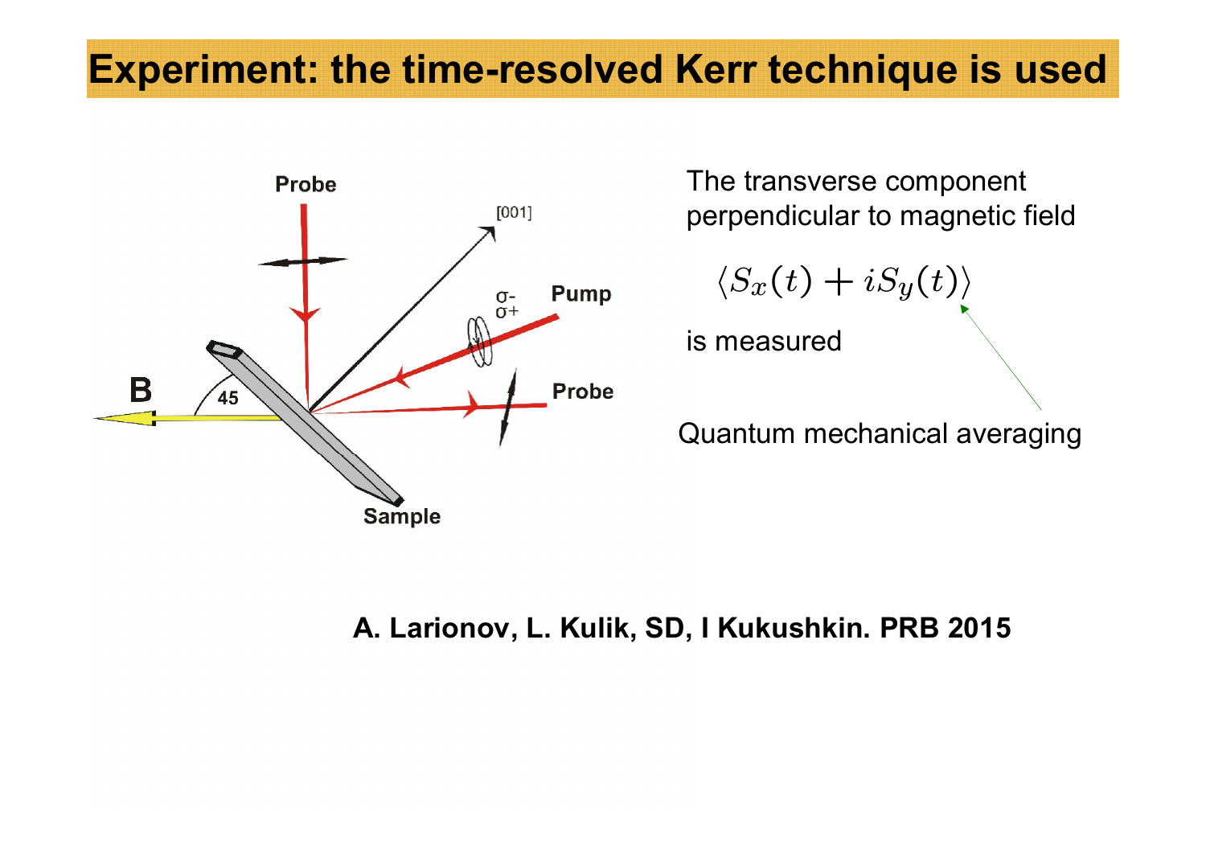# Experiment: the time-resolved Kerr technique is used

Probe

[001]

σ-

σ+

Pump

B

45

Probe

Sample

The transverse component perpendicular to magnetic field

$$\langle S_x(t) + iS_y(t) \rangle$$

is measured

Quantum mechanical averaging

**A. Larionov, L. Kulik, SD, I Kukushkin. PRB 2015**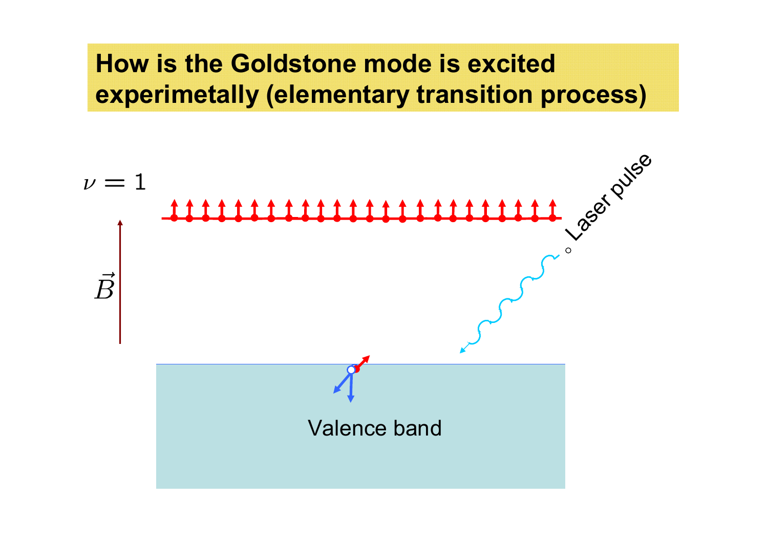# How is the Goldstone mode is excited experimetally (elementary transition process)

$\nu = 1$

$\vec{B}$

Laser pulse

Valence band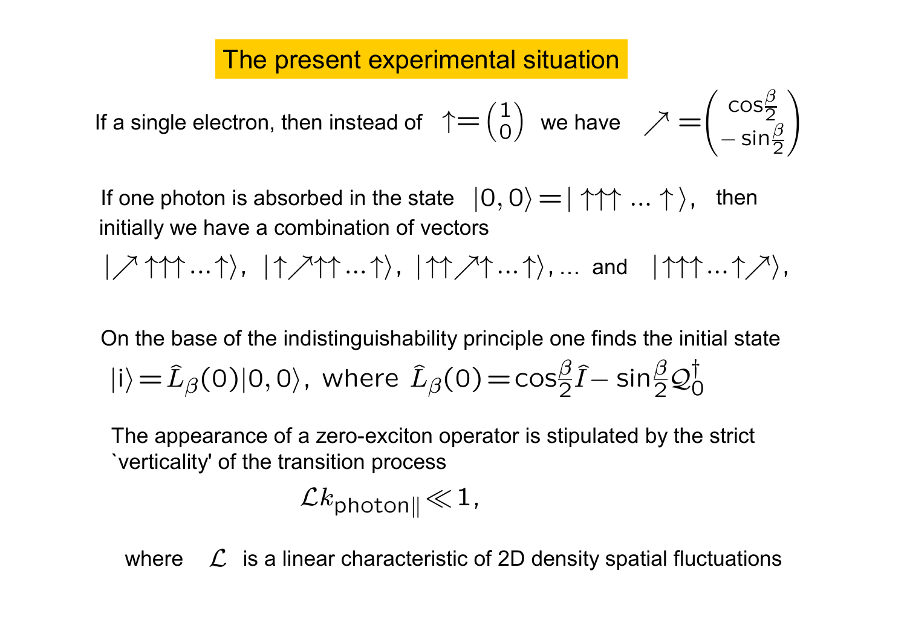## The present experimental situation

If a single electron, then instead of $\uparrow = \begin{pmatrix} 1 \\ 0 \end{pmatrix}$ we have $\nearrow = \begin{pmatrix} \cos\frac{\beta}{2} \\ -\sin\frac{\beta}{2} \end{pmatrix}$

If one photon is absorbed in the state $|0,0\rangle = |\uparrow\uparrow\uparrow \ldots \uparrow\rangle$, then initially we have a combination of vectors

$$|\nearrow\uparrow\uparrow\uparrow\ldots\uparrow\rangle,\; |\uparrow\nearrow\uparrow\uparrow\ldots\uparrow\rangle,\; |\uparrow\uparrow\nearrow\uparrow\ldots\uparrow\rangle, \ldots \text{ and } |\uparrow\uparrow\uparrow\ldots\uparrow\nearrow\rangle,$$

On the base of the indistinguishability principle one finds the initial state

$$|\mathrm{i}\rangle = \hat{L}_\beta(0)|0,0\rangle, \text{ where } \hat{L}_\beta(0) = \cos\frac{\beta}{2}\hat{I} - \sin\frac{\beta}{2}\mathcal{Q}_0^\dagger$$

The appearance of a zero-exciton operator is stipulated by the strict `verticality' of the transition process

$$\mathcal{L}k_{\mathrm{photon}\|} \ll 1,$$

where $\mathcal{L}$ is a linear characteristic of 2D density spatial fluctuations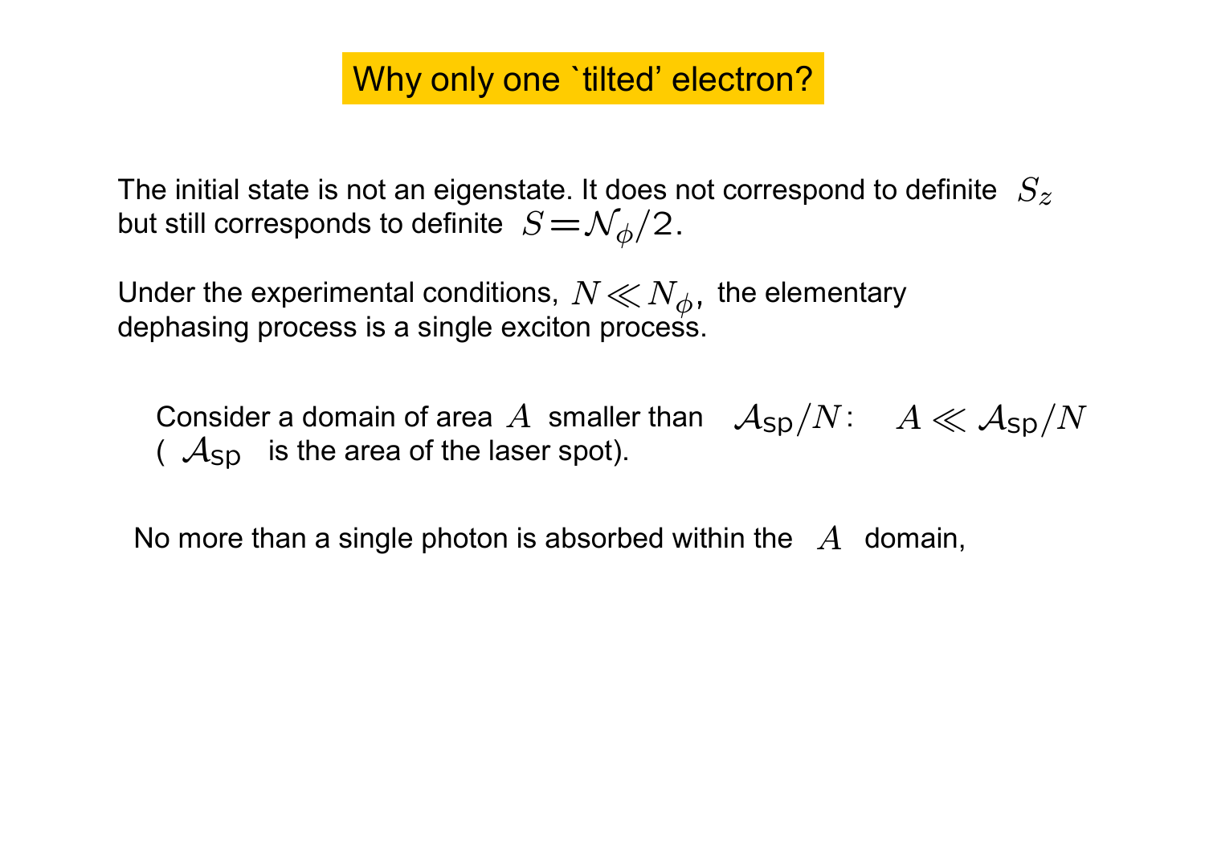# Why only one `tilted' electron?

The initial state is not an eigenstate. It does not correspond to definite $S_z$ but still corresponds to definite $S = \mathcal{N}_\phi/2$.

Under the experimental conditions, $N \ll N_\phi$, the elementary dephasing process is a single exciton process.

Consider a domain of area $A$ smaller than $\mathcal{A}_{\mathsf{sp}}/N$: $A \ll \mathcal{A}_{\mathsf{sp}}/N$ ( $\mathcal{A}_{\mathsf{sp}}$ is the area of the laser spot).

No more than a single photon is absorbed within the $A$ domain,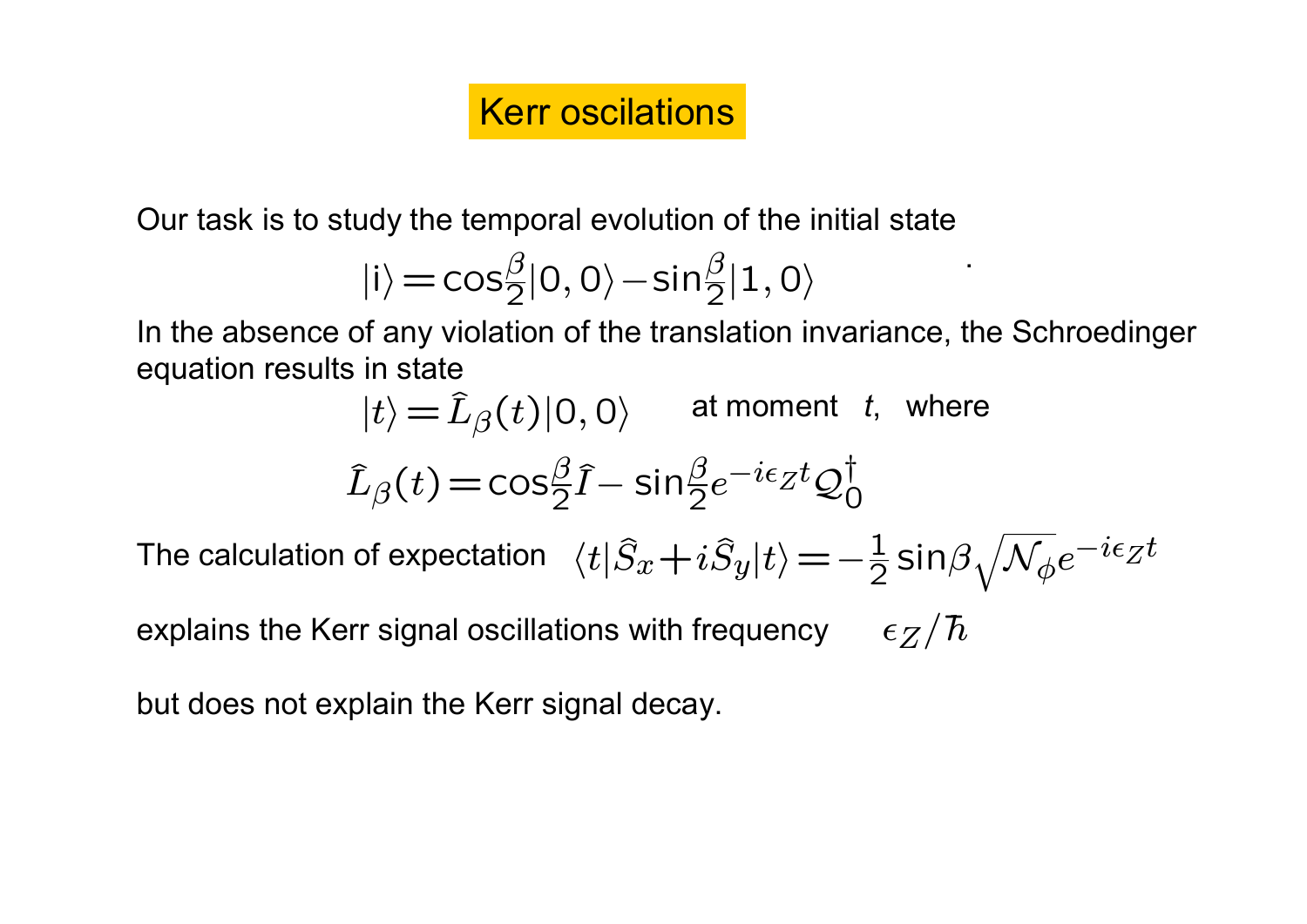# Kerr oscilations

Our task is to study the temporal evolution of the initial state

$$|\mathrm{i}\rangle = \cos\frac{\beta}{2}|0,0\rangle - \sin\frac{\beta}{2}|1,0\rangle$$

In the absence of any violation of the translation invariance, the Schroedinger equation results in state

$$|t\rangle = \hat{L}_\beta(t)|0,0\rangle \qquad \text{at moment } t, \text{ where}$$

$$\hat{L}_\beta(t) = \cos\frac{\beta}{2}\hat{I} - \sin\frac{\beta}{2}e^{-i\epsilon_Z t}\mathcal{Q}_0^\dagger$$

The calculation of expectation $\langle t|\hat{S}_x + i\hat{S}_y|t\rangle = -\frac{1}{2}\sin\beta\sqrt{\mathcal{N}_\phi}e^{-i\epsilon_Z t}$

explains the Kerr signal oscillations with frequency $\epsilon_Z/\hbar$

but does not explain the Kerr signal decay.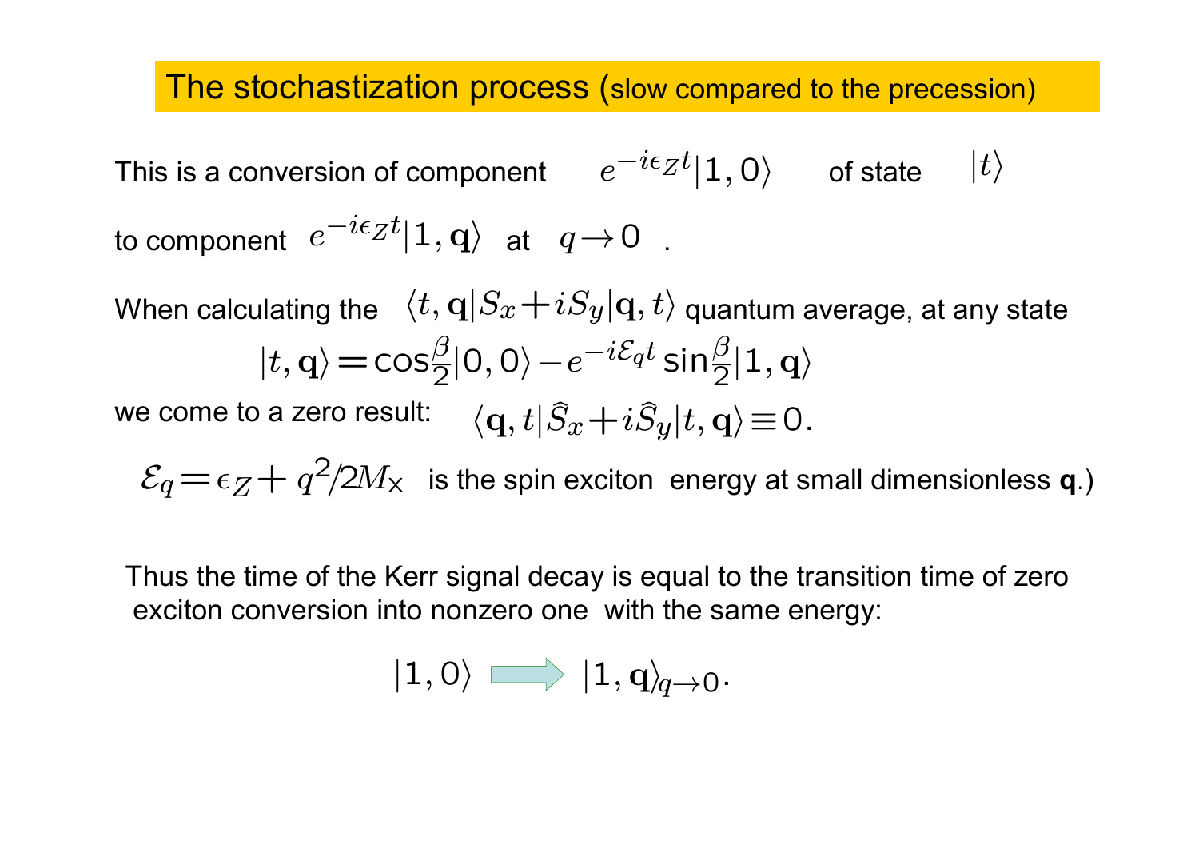## The stochastization process (slow compared to the precession)

This is a conversion of component $e^{-i\epsilon_Z t}|1,0\rangle$ of state $|t\rangle$ to component $e^{-i\epsilon_Z t}|1,\mathbf{q}\rangle$ at $q \to 0$ .

When calculating the $\langle t,\mathbf{q}|S_x + iS_y|\mathbf{q},t\rangle$ quantum average, at any state

$$|t,\mathbf{q}\rangle = \cos\frac{\beta}{2}|0,0\rangle - e^{-i\mathcal{E}_q t}\sin\frac{\beta}{2}|1,\mathbf{q}\rangle$$

we come to a zero result: $\langle \mathbf{q},t|\hat{S}_x + i\hat{S}_y|t,\mathbf{q}\rangle \equiv 0.$

$\mathcal{E}_q = \epsilon_Z + q^2/2M_\times$ is the spin exciton energy at small dimensionless **q**.)

Thus the time of the Kerr signal decay is equal to the transition time of zero exciton conversion into nonzero one with the same energy:

$$|1,0\rangle \Longrightarrow |1,\mathbf{q}\rangle_{q\to 0}.$$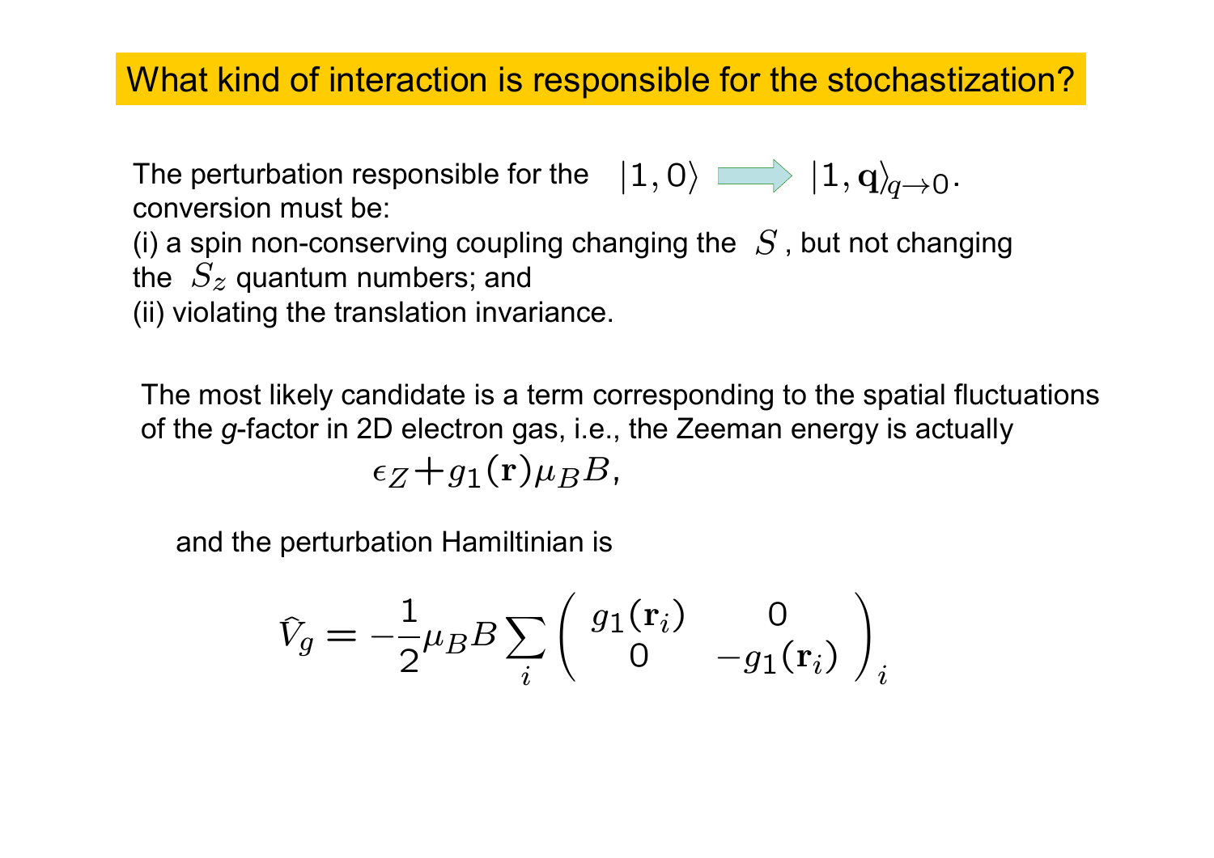# What kind of interaction is responsible for the stochastization?

The perturbation responsible for the conversion must be: $|1,0\rangle \Longrightarrow |1,\mathbf{q}\rangle_{q\to 0}$.

(i) a spin non-conserving coupling changing the $S$, but not changing the $S_z$ quantum numbers; and

(ii) violating the translation invariance.

The most likely candidate is a term corresponding to the spatial fluctuations of the *g*-factor in 2D electron gas, i.e., the Zeeman energy is actually

$$\epsilon_Z + g_1(\mathbf{r})\mu_B B,$$

and the perturbation Hamiltinian is

$$\hat{V}_g = -\frac{1}{2}\mu_B B \sum_i \begin{pmatrix} g_1(\mathbf{r}_i) & 0 \\ 0 & -g_1(\mathbf{r}_i) \end{pmatrix}_i$$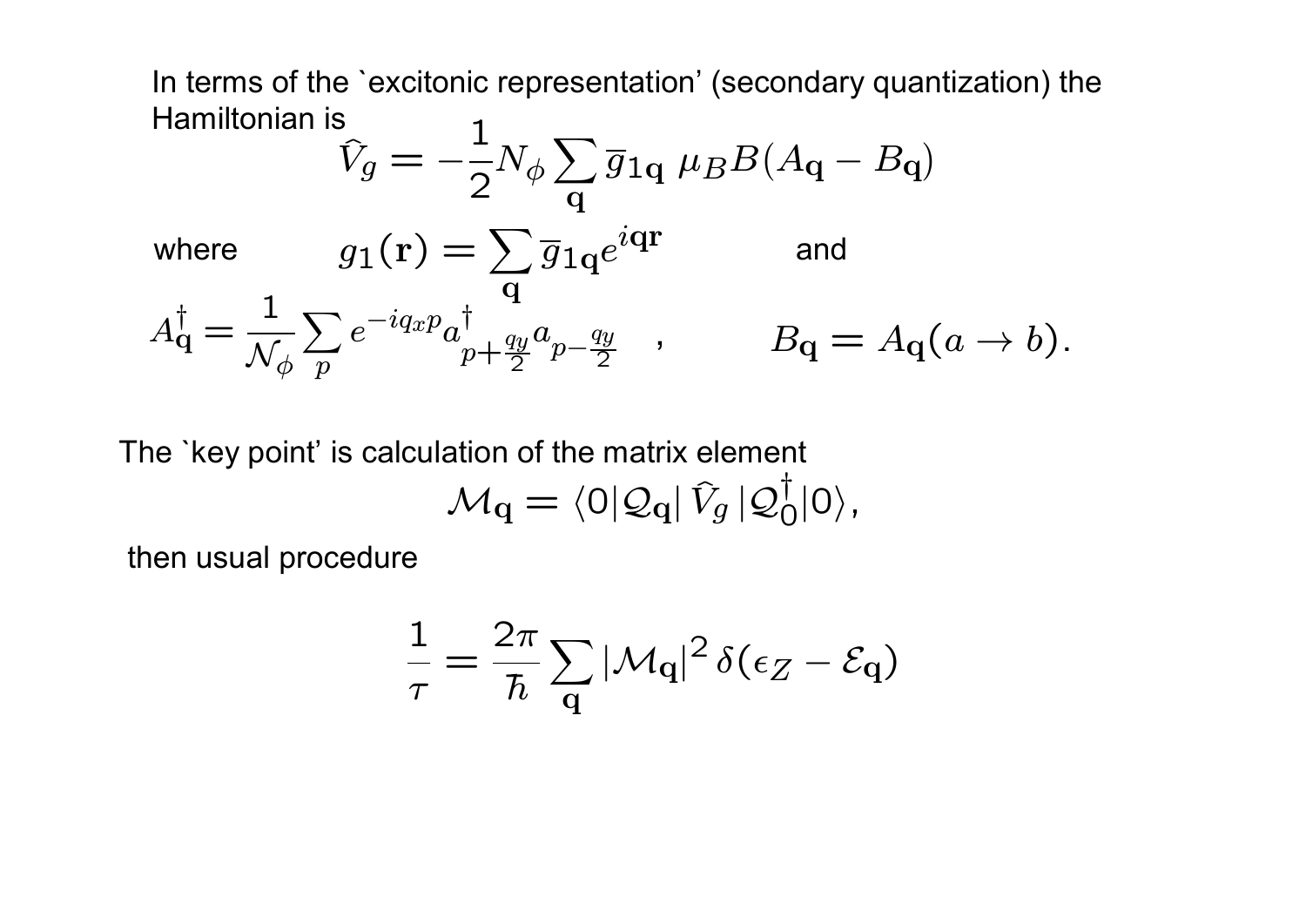In terms of the `excitonic representation' (secondary quantization) the Hamiltonian is

$$\widehat{V}_g = -\frac{1}{2} N_\phi \sum_{\mathbf{q}} \overline{g}_{1\mathbf{q}} \, \mu_B B (A_{\mathbf{q}} - B_{\mathbf{q}})$$

where $\quad g_1(\mathbf{r}) = \sum_{\mathbf{q}} \overline{g}_{1\mathbf{q}} e^{i\mathbf{qr}} \quad$ and

$$A^\dagger_{\mathbf{q}} = \frac{1}{\mathcal{N}_\phi} \sum_p e^{-iq_x p} a^\dagger_{p+\frac{q_y}{2}} a_{p-\frac{q_y}{2}} \quad , \qquad B_{\mathbf{q}} = A_{\mathbf{q}}(a \to b).$$

The `key point' is calculation of the matrix element

$$\mathcal{M}_{\mathbf{q}} = \langle 0 | \mathcal{Q}_{\mathbf{q}} | \, \widehat{V}_g \, | \mathcal{Q}^\dagger_0 | 0 \rangle,$$

then usual procedure

$$\frac{1}{\tau} = \frac{2\pi}{\hbar} \sum_{\mathbf{q}} |\mathcal{M}_{\mathbf{q}}|^2 \, \delta(\epsilon_Z - \mathcal{E}_{\mathbf{q}})$$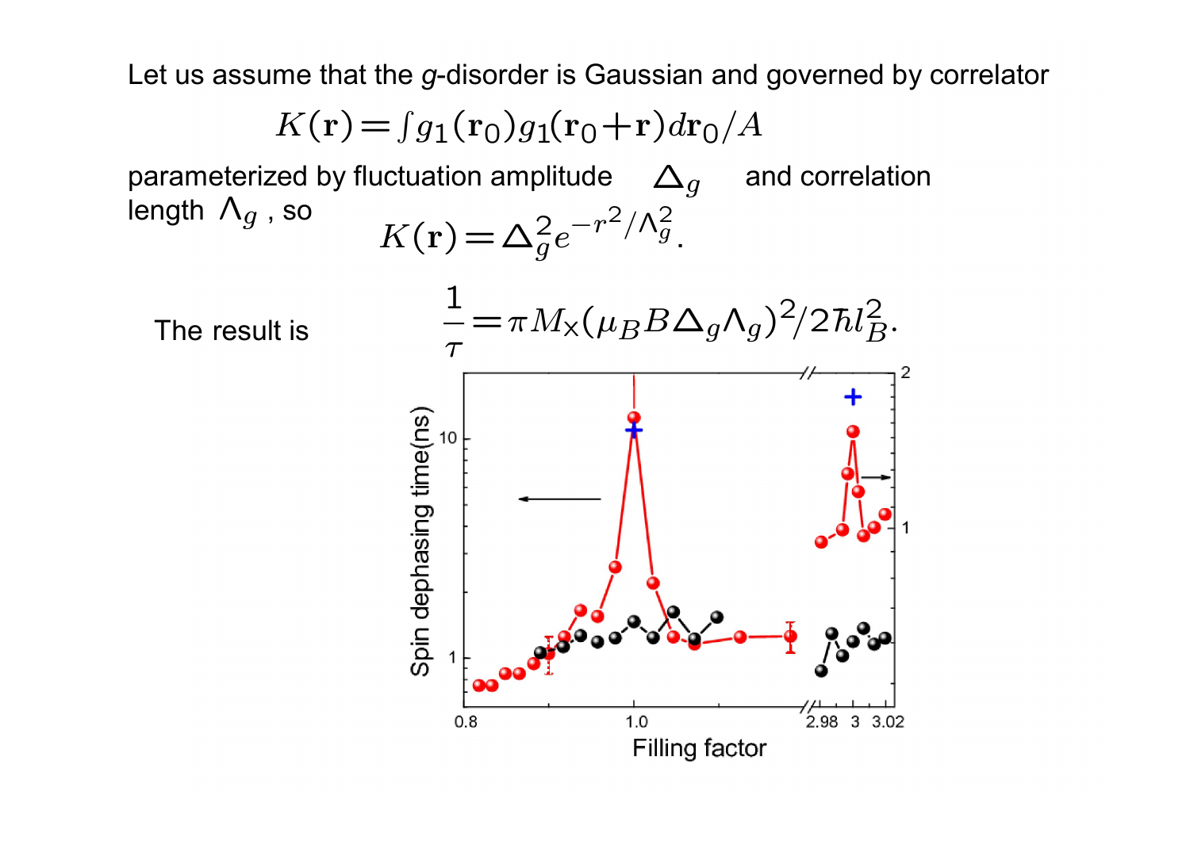Let us assume that the $g$-disorder is Gaussian and governed by correlator

$$K(\mathbf{r}) = \int g_1(\mathbf{r}_0) g_1(\mathbf{r}_0 + \mathbf{r}) d\mathbf{r}_0 / A$$

parameterized by fluctuation amplitude $\Delta_g$ and correlation length $\Lambda_g$ , so

$$K(\mathbf{r}) = \Delta_g^2 e^{-r^2/\Lambda_g^2}.$$

The result is

$$\frac{1}{\tau} = \pi M_{\times} (\mu_B B \Delta_g \Lambda_g)^2 / 2\hbar l_B^2.$$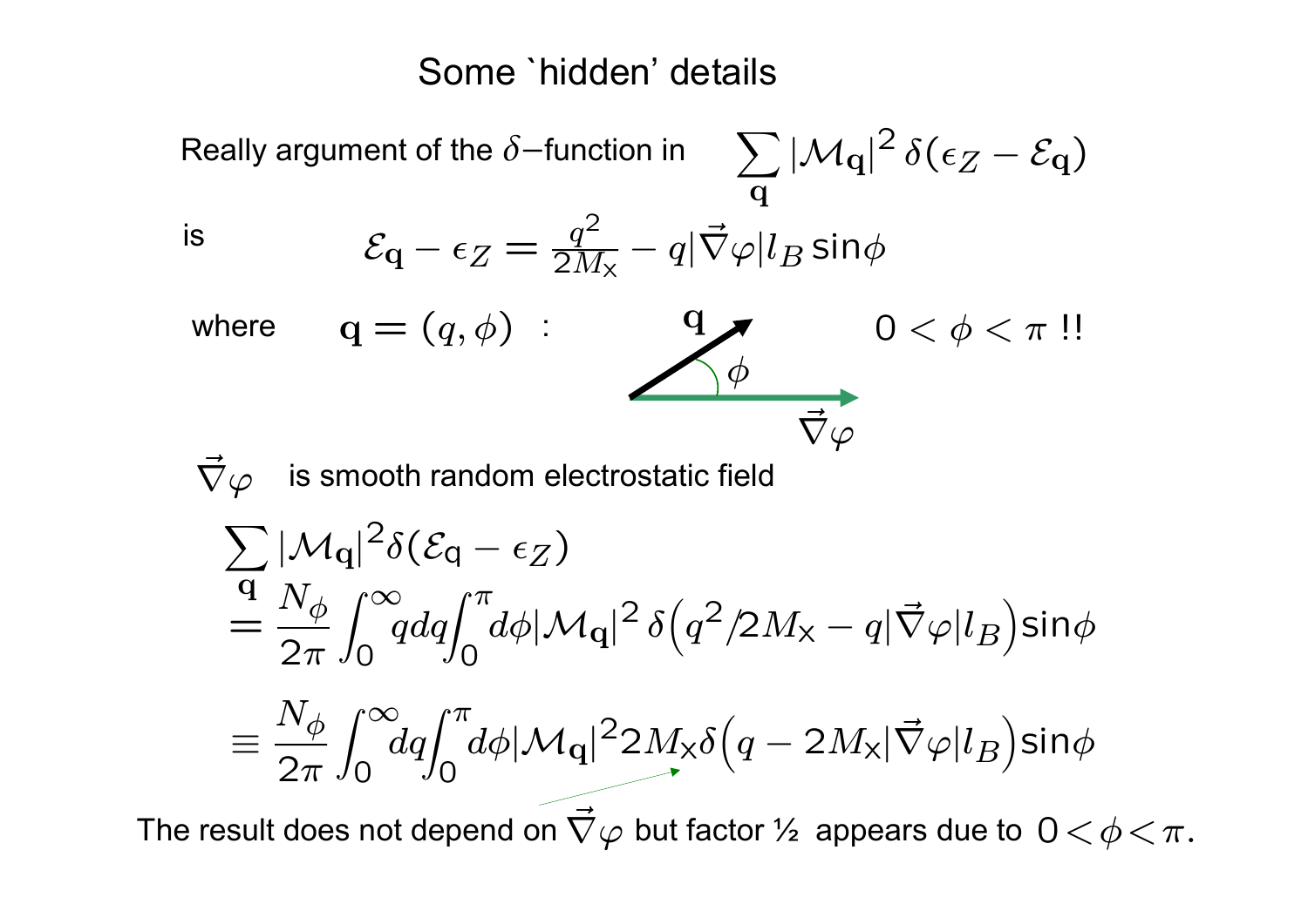# Some `hidden' details

Really argument of the $\delta$−function in $\sum_{\mathbf{q}} |\mathcal{M}_{\mathbf{q}}|^2 \, \delta(\epsilon_Z - \mathcal{E}_{\mathbf{q}})$

is

$$\mathcal{E}_{\mathbf{q}} - \epsilon_Z = \frac{q^2}{2M_{\mathrm{x}}} - q|\vec{\nabla}\varphi| l_B \sin\phi$$

where $\mathbf{q} = (q, \phi)$ :

$\mathbf{q}$

$\phi$

$\vec{\nabla}\varphi$

$0 < \phi < \pi$ !!

$\vec{\nabla}\varphi$ is smooth random electrostatic field

$$\sum_{\mathbf{q}} |\mathcal{M}_{\mathbf{q}}|^2 \delta(\mathcal{E}_{\mathrm{q}} - \epsilon_Z)$$

$$= \frac{N_\phi}{2\pi} \int_0^\infty q dq \int_0^\pi d\phi |\mathcal{M}_{\mathbf{q}}|^2 \, \delta\Big(q^2/2M_{\mathrm{x}} - q|\vec{\nabla}\varphi| l_B\Big) \sin\phi$$

$$\equiv \frac{N_\phi}{2\pi} \int_0^\infty dq \int_0^\pi d\phi |\mathcal{M}_{\mathbf{q}}|^2 2M_{\mathrm{x}} \delta\Big(q - 2M_{\mathrm{x}}|\vec{\nabla}\varphi| l_B\Big) \sin\phi$$

The result does not depend on $\vec{\nabla}\varphi$ but factor ½ appears due to $0 < \phi < \pi$.